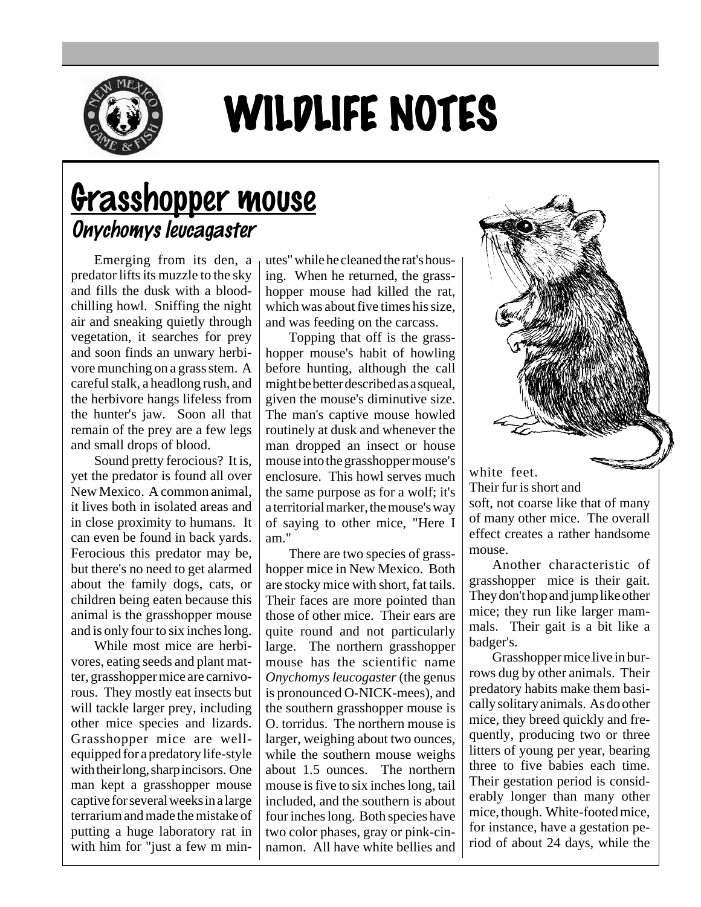# WILDLIFE NOTES

## Grasshopper mouse

### *Onychomys leucagaster*

Emerging from its den, a predator lifts its muzzle to the sky and fills the dusk with a blood-chilling howl. Sniffing the night air and sneaking quietly through vegetation, it searches for prey and soon finds an unwary herbivore munching on a grass stem. A careful stalk, a headlong rush, and the herbivore hangs lifeless from the hunter's jaw. Soon all that remain of the prey are a few legs and small drops of blood.

Sound pretty ferocious? It is, yet the predator is found all over New Mexico. A common animal, it lives both in isolated areas and in close proximity to humans. It can even be found in back yards. Ferocious this predator may be, but there's no need to get alarmed about the family dogs, cats, or children being eaten because this animal is the grasshopper mouse and is only four to six inches long.

While most mice are herbivores, eating seeds and plant matter, grasshopper mice are carnivorous. They mostly eat insects but will tackle larger prey, including other mice species and lizards. Grasshopper mice are well-equipped for a predatory life-style with their long, sharp incisors. One man kept a grasshopper mouse captive for several weeks in a large terrarium and made the mistake of putting a huge laboratory rat in with him for "just a few m minutes" while he cleaned the rat's housing. When he returned, the grasshopper mouse had killed the rat, which was about five times his size, and was feeding on the carcass.

Topping that off is the grasshopper mouse's habit of howling before hunting, although the call might be better described as a squeal, given the mouse's diminutive size. The man's captive mouse howled routinely at dusk and whenever the man dropped an insect or house mouse into the grasshopper mouse's enclosure. This howl serves much the same purpose as for a wolf; it's a territorial marker, the mouse's way of saying to other mice, "Here I am."

There are two species of grasshopper mice in New Mexico. Both are stocky mice with short, fat tails. Their faces are more pointed than those of other mice. Their ears are quite round and not particularly large. The northern grasshopper mouse has the scientific name *Onychomys leucogaster* (the genus is pronounced O-NICK-mees), and the southern grasshopper mouse is O. torridus. The northern mouse is larger, weighing about two ounces, while the southern mouse weighs about 1.5 ounces. The northern mouse is five to six inches long, tail included, and the southern is about four inches long. Both species have two color phases, gray or pink-cinnamon. All have white bellies and white feet. Their fur is short and soft, not coarse like that of many of many other mice. The overall effect creates a rather handsome mouse.

Another characteristic of grasshopper mice is their gait. They don't hop and jump like other mice; they run like larger mammals. Their gait is a bit like a badger's.

Grasshopper mice live in burrows dug by other animals. Their predatory habits make them basically solitary animals. As do other mice, they breed quickly and frequently, producing two or three litters of young per year, bearing three to five babies each time. Their gestation period is considerably longer than many other mice, though. White-footed mice, for instance, have a gestation period of about 24 days, while the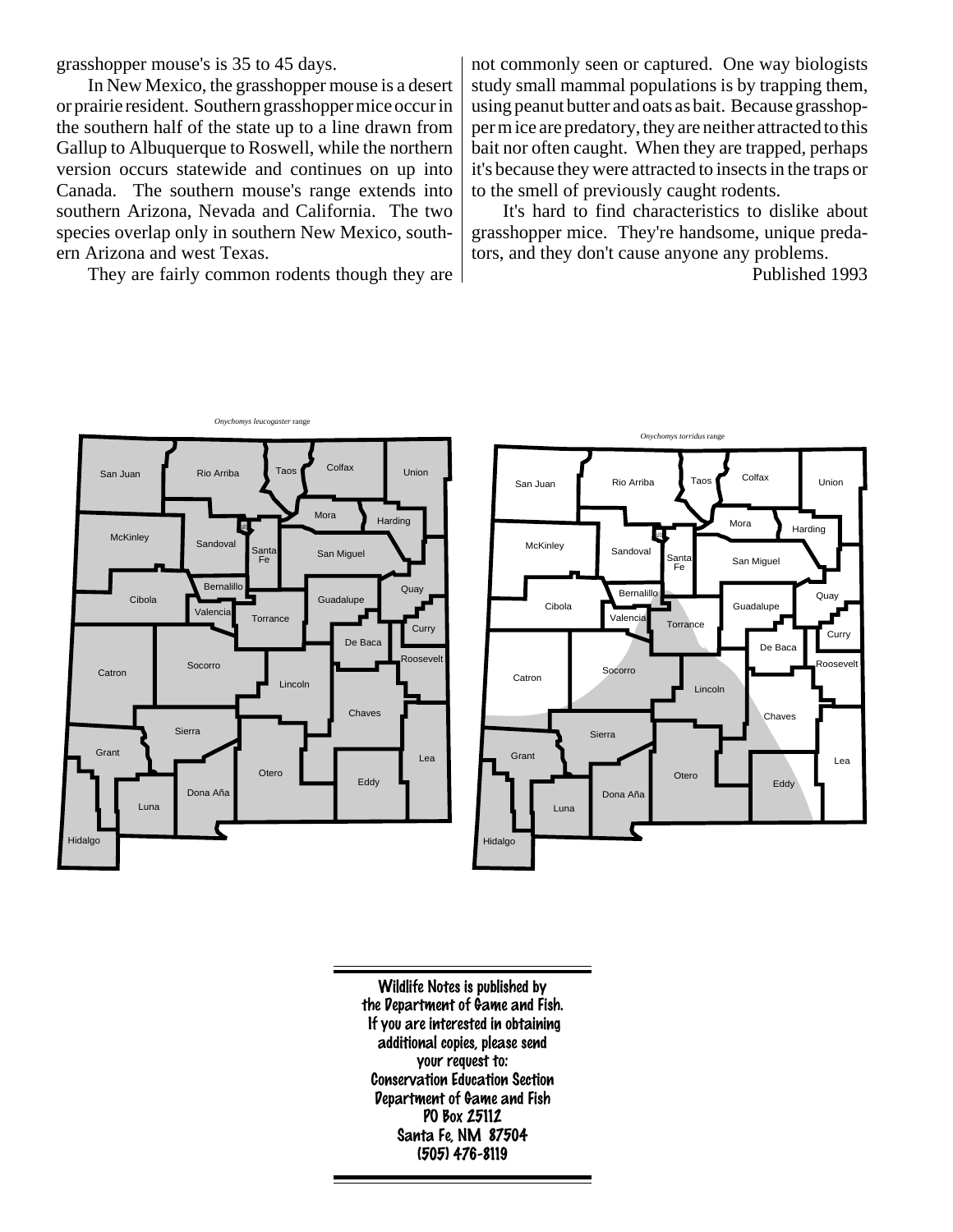grasshopper mouse's is 35 to 45 days.

In New Mexico, the grasshopper mouse is a desert or prairie resident. Southern grasshopper mice occur in the southern half of the state up to a line drawn from Gallup to Albuquerque to Roswell, while the northern version occurs statewide and continues on up into Canada. The southern mouse's range extends into southern Arizona, Nevada and California. The two species overlap only in southern New Mexico, southern Arizona and west Texas.

They are fairly common rodents though they are not commonly seen or captured. One way biologists study small mammal populations is by trapping them, using peanut butter and oats as bait. Because grasshopper mice are predatory, they are neither attracted to this bait nor often caught. When they are trapped, perhaps it's because they were attracted to insects in the traps or to the smell of previously caught rodents.

It's hard to find characteristics to dislike about grasshopper mice. They're handsome, unique predators, and they don't cause anyone any problems.

Published 1993

*Onychomys leucogaster* range

San Juan
Rio Arriba
Taos
Colfax
Union
McKinley
Sandoval
Mora
Harding
Santa Fe
San Miguel
Cibola
Bernalillo
Quay
Valencia
Guadalupe
Torrance
Curry
De Baca
Roosevelt
Catron
Socorro
Lincoln
Chaves
Sierra
Grant
Lea
Otero
Eddy
Dona Aña
Luna
Hidalgo

*Onychomys torridus* range

San Juan
Rio Arriba
Taos
Colfax
Union
McKinley
Sandoval
Mora
Harding
Santa Fe
San Miguel
Cibola
Bernalillo
Quay
Valencia
Guadalupe
Torrance
Curry
De Baca
Roosevelt
Catron
Socorro
Lincoln
Chaves
Sierra
Grant
Lea
Otero
Eddy
Dona Aña
Luna
Hidalgo

**Wildlife Notes is published by the Department of Game and Fish. If you are interested in obtaining additional copies, please send your request to:**
**Conservation Education Section**
**Department of Game and Fish**
**PO Box 25112**
**Santa Fe, NM 87504**
**(505) 476-8119**